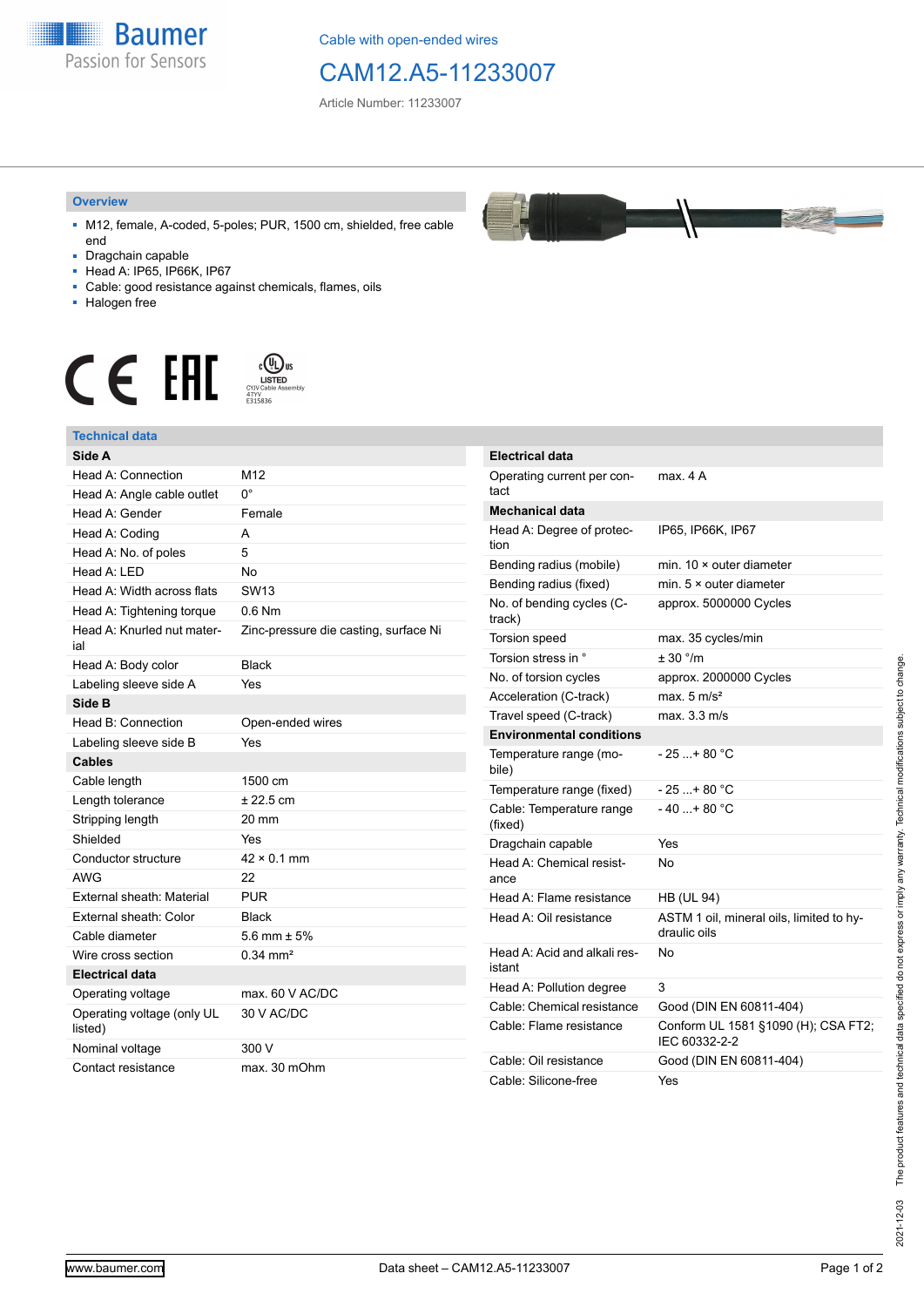Cable with open-ended wires

# CAM12.A5-11233007

Article Number: 11233007

## Overview

- M12, female, A-coded, 5-poles; PUR, 1500 cm, shielded, free cable end
- Dragchain capable
- Head A: IP65, IP66K, IP67
- Cable: good resistance against chemicals, flames, oils
- Halogen free

## Technical data

| Side A | |
|---|---|
| Head A: Connection | M12 |
| Head A: Angle cable outlet | 0° |
| Head A: Gender | Female |
| Head A: Coding | A |
| Head A: No. of poles | 5 |
| Head A: LED | No |
| Head A: Width across flats | SW13 |
| Head A: Tightening torque | 0.6 Nm |
| Head A: Knurled nut material | Zinc-pressure die casting, surface Ni |
| Head A: Body color | Black |
| Labeling sleeve side A | Yes |
| **Side B** | |
| Head B: Connection | Open-ended wires |
| Labeling sleeve side B | Yes |
| **Cables** | |
| Cable length | 1500 cm |
| Length tolerance | ± 22.5 cm |
| Stripping length | 20 mm |
| Shielded | Yes |
| Conductor structure | 42 × 0.1 mm |
| AWG | 22 |
| External sheath: Material | PUR |
| External sheath: Color | Black |
| Cable diameter | 5.6 mm ± 5% |
| Wire cross section | 0.34 mm² |
| **Electrical data** | |
| Operating voltage | max. 60 V AC/DC |
| Operating voltage (only UL listed) | 30 V AC/DC |
| Nominal voltage | 300 V |
| Contact resistance | max. 30 mOhm |

| Electrical data | |
|---|---|
| Operating current per contact | max. 4 A |
| **Mechanical data** | |
| Head A: Degree of protection | IP65, IP66K, IP67 |
| Bending radius (mobile) | min. 10 × outer diameter |
| Bending radius (fixed) | min. 5 × outer diameter |
| No. of bending cycles (C-track) | approx. 5000000 Cycles |
| Torsion speed | max. 35 cycles/min |
| Torsion stress in ° | ± 30 °/m |
| No. of torsion cycles | approx. 2000000 Cycles |
| Acceleration (C-track) | max. 5 m/s² |
| Travel speed (C-track) | max. 3.3 m/s |
| **Environmental conditions** | |
| Temperature range (mobile) | - 25 ...+ 80 °C |
| Temperature range (fixed) | - 25 ...+ 80 °C |
| Cable: Temperature range (fixed) | - 40 ...+ 80 °C |
| Dragchain capable | Yes |
| Head A: Chemical resistance | No |
| Head A: Flame resistance | HB (UL 94) |
| Head A: Oil resistance | ASTM 1 oil, mineral oils, limited to hydraulic oils |
| Head A: Acid and alkali resistant | No |
| Head A: Pollution degree | 3 |
| Cable: Chemical resistance | Good (DIN EN 60811-404) |
| Cable: Flame resistance | Conform UL 1581 §1090 (H); CSA FT2; IEC 60332-2-2 |
| Cable: Oil resistance | Good (DIN EN 60811-404) |
| Cable: Silicone-free | Yes |

2021-12-03 The product features and technical data specified do not express or imply any warranty. Technical modifications subject to change.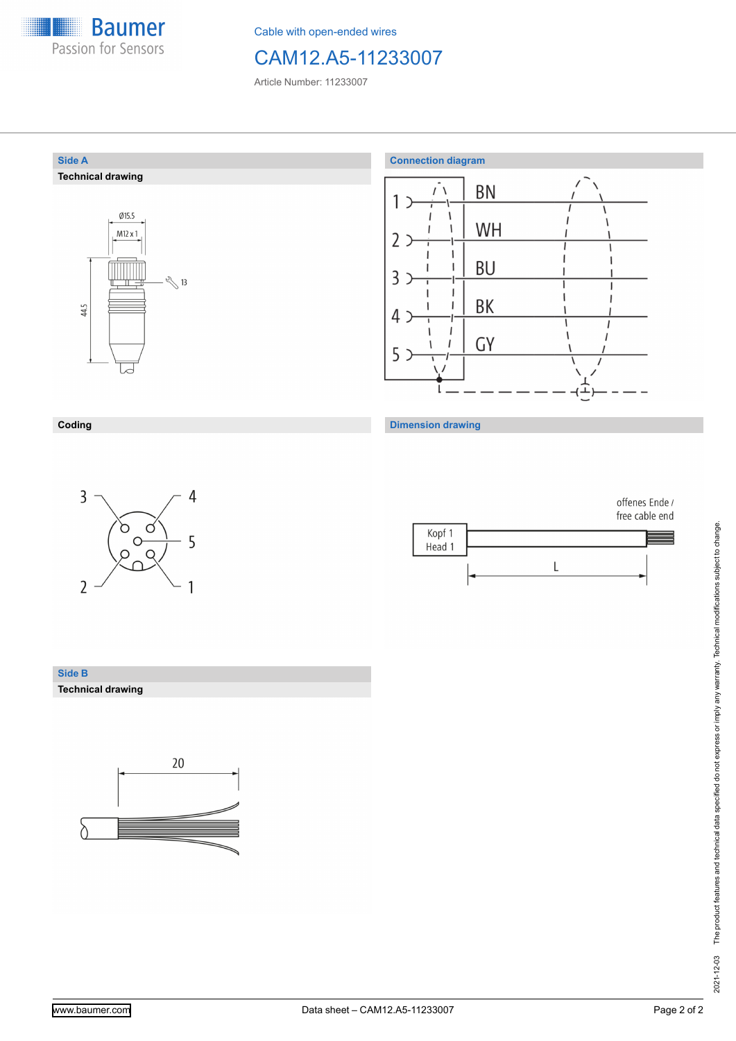Cable with open-ended wires

# CAM12.A5-11233007

Article Number: 11233007

## Side A

### Technical drawing

Ø15.5

M12 x 1

13

44.5

## Connection diagram

1 BN

2 WH

3 BU

4 BK

5 GY

### Coding

3 4

5

2 1

## Dimension drawing

Kopf 1
Head 1

offenes Ende /
free cable end

L

## Side B

### Technical drawing

20

The product features and technical data specified do not express or imply any warranty. Technical modifications subject to change.

2021-12-03

www.baumer.com

Data sheet – CAM12.A5-11233007